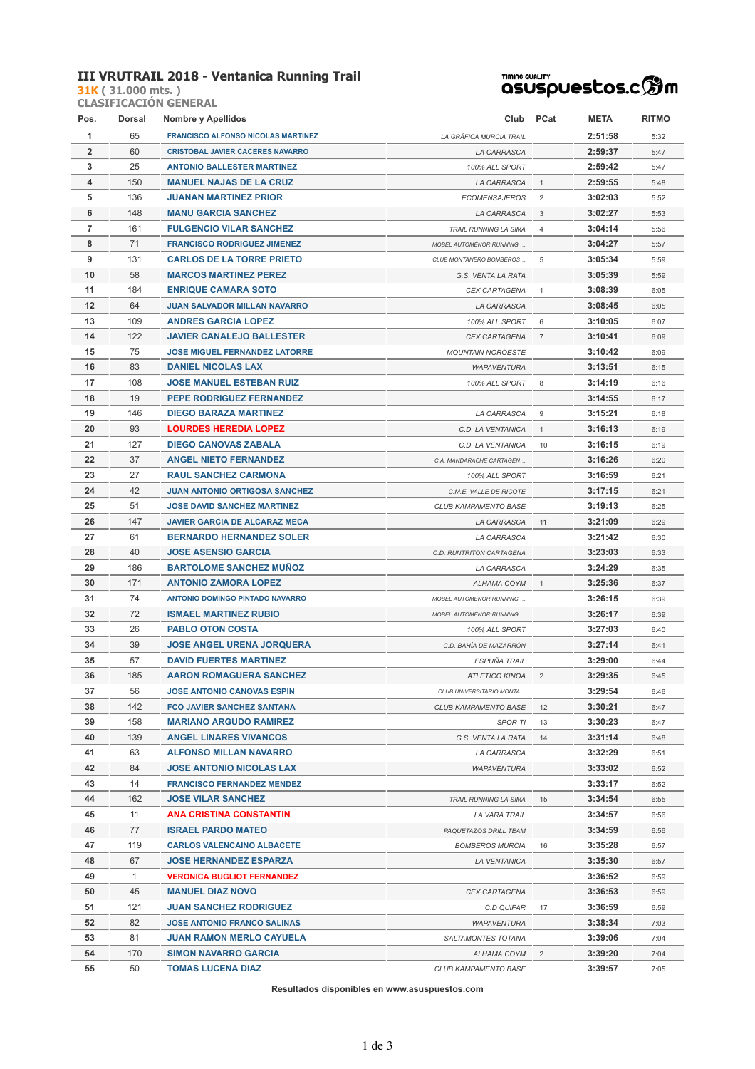# III VRUTRAIL 2018 - Ventanica Running Trail

**31K** ( 31.000 mts. )

**CLASIFICACIÓN GENERAL**

TIMING QUALITY asuspuestos.com

| Pos. | Dorsal | Nombre y Apellidos | Club | PCat | META | RITMO |
|---|---|---|---|---|---|---|
| 1 | 65 | FRANCISCO ALFONSO NICOLAS MARTINEZ | LA GRÁFICA MURCIA TRAIL | | 2:51:58 | 5:32 |
| 2 | 60 | CRISTOBAL JAVIER CACERES NAVARRO | LA CARRASCA | | 2:59:37 | 5:47 |
| 3 | 25 | ANTONIO BALLESTER MARTINEZ | 100% ALL SPORT | | 2:59:42 | 5:47 |
| 4 | 150 | MANUEL NAJAS DE LA CRUZ | LA CARRASCA | 1 | 2:59:55 | 5:48 |
| 5 | 136 | JUANAN MARTINEZ PRIOR | ECOMENSAJEROS | 2 | 3:02:03 | 5:52 |
| 6 | 148 | MANU GARCIA SANCHEZ | LA CARRASCA | 3 | 3:02:27 | 5:53 |
| 7 | 161 | FULGENCIO VILAR SANCHEZ | TRAIL RUNNING LA SIMA | 4 | 3:04:14 | 5:56 |
| 8 | 71 | FRANCISCO RODRIGUEZ JIMENEZ | MOBEL AUTOMENOR RUNNING ... | | 3:04:27 | 5:57 |
| 9 | 131 | CARLOS DE LA TORRE PRIETO | CLUB MONTAÑERO BOMBEROS... | 5 | 3:05:34 | 5:59 |
| 10 | 58 | MARCOS MARTINEZ PEREZ | G.S. VENTA LA RATA | | 3:05:39 | 5:59 |
| 11 | 184 | ENRIQUE CAMARA SOTO | CEX CARTAGENA | 1 | 3:08:39 | 6:05 |
| 12 | 64 | JUAN SALVADOR MILLAN NAVARRO | LA CARRASCA | | 3:08:45 | 6:05 |
| 13 | 109 | ANDRES GARCIA LOPEZ | 100% ALL SPORT | 6 | 3:10:05 | 6:07 |
| 14 | 122 | JAVIER CANALEJO BALLESTER | CEX CARTAGENA | 7 | 3:10:41 | 6:09 |
| 15 | 75 | JOSE MIGUEL FERNANDEZ LATORRE | MOUNTAIN NOROESTE | | 3:10:42 | 6:09 |
| 16 | 83 | DANIEL NICOLAS LAX | WAPAVENTURA | | 3:13:51 | 6:15 |
| 17 | 108 | JOSE MANUEL ESTEBAN RUIZ | 100% ALL SPORT | 8 | 3:14:19 | 6:16 |
| 18 | 19 | PEPE RODRIGUEZ FERNANDEZ | | | 3:14:55 | 6:17 |
| 19 | 146 | DIEGO BARAZA MARTINEZ | LA CARRASCA | 9 | 3:15:21 | 6:18 |
| 20 | 93 | LOURDES HEREDIA LOPEZ | C.D. LA VENTANICA | 1 | 3:16:13 | 6:19 |
| 21 | 127 | DIEGO CANOVAS ZABALA | C.D. LA VENTANICA | 10 | 3:16:15 | 6:19 |
| 22 | 37 | ANGEL NIETO FERNANDEZ | C.A. MANDARACHE CARTAGEN... | | 3:16:26 | 6:20 |
| 23 | 27 | RAUL SANCHEZ CARMONA | 100% ALL SPORT | | 3:16:59 | 6:21 |
| 24 | 42 | JUAN ANTONIO ORTIGOSA SANCHEZ | C.M.E. VALLE DE RICOTE | | 3:17:15 | 6:21 |
| 25 | 51 | JOSE DAVID SANCHEZ MARTINEZ | CLUB KAMPAMENTO BASE | | 3:19:13 | 6:25 |
| 26 | 147 | JAVIER GARCIA DE ALCARAZ MECA | LA CARRASCA | 11 | 3:21:09 | 6:29 |
| 27 | 61 | BERNARDO HERNANDEZ SOLER | LA CARRASCA | | 3:21:42 | 6:30 |
| 28 | 40 | JOSE ASENSIO GARCIA | C.D. RUNTRITON CARTAGENA | | 3:23:03 | 6:33 |
| 29 | 186 | BARTOLOME SANCHEZ MUÑOZ | LA CARRASCA | | 3:24:29 | 6:35 |
| 30 | 171 | ANTONIO ZAMORA LOPEZ | ALHAMA COYM | 1 | 3:25:36 | 6:37 |
| 31 | 74 | ANTONIO DOMINGO PINTADO NAVARRO | MOBEL AUTOMENOR RUNNING ... | | 3:26:15 | 6:39 |
| 32 | 72 | ISMAEL MARTINEZ RUBIO | MOBEL AUTOMENOR RUNNING ... | | 3:26:17 | 6:39 |
| 33 | 26 | PABLO OTON COSTA | 100% ALL SPORT | | 3:27:03 | 6:40 |
| 34 | 39 | JOSE ANGEL URENA JORQUERA | C.D. BAHÍA DE MAZARRÓN | | 3:27:14 | 6:41 |
| 35 | 57 | DAVID FUERTES MARTINEZ | ESPUÑA TRAIL | | 3:29:00 | 6:44 |
| 36 | 185 | AARON ROMAGUERA SANCHEZ | ATLETICO KINOA | 2 | 3:29:35 | 6:45 |
| 37 | 56 | JOSE ANTONIO CANOVAS ESPIN | CLUB UNIVERSITARIO MONTA... | | 3:29:54 | 6:46 |
| 38 | 142 | FCO JAVIER SANCHEZ SANTANA | CLUB KAMPAMENTO BASE | 12 | 3:30:21 | 6:47 |
| 39 | 158 | MARIANO ARGUDO RAMIREZ | SPOR-TI | 13 | 3:30:23 | 6:47 |
| 40 | 139 | ANGEL LINARES VIVANCOS | G.S. VENTA LA RATA | 14 | 3:31:14 | 6:48 |
| 41 | 63 | ALFONSO MILLAN NAVARRO | LA CARRASCA | | 3:32:29 | 6:51 |
| 42 | 84 | JOSE ANTONIO NICOLAS LAX | WAPAVENTURA | | 3:33:02 | 6:52 |
| 43 | 14 | FRANCISCO FERNANDEZ MENDEZ | | | 3:33:17 | 6:52 |
| 44 | 162 | JOSE VILAR SANCHEZ | TRAIL RUNNING LA SIMA | 15 | 3:34:54 | 6:55 |
| 45 | 11 | ANA CRISTINA CONSTANTIN | LA VARA TRAIL | | 3:34:57 | 6:56 |
| 46 | 77 | ISRAEL PARDO MATEO | PAQUETAZOS DRILL TEAM | | 3:34:59 | 6:56 |
| 47 | 119 | CARLOS VALENCAINO ALBACETE | BOMBEROS MURCIA | 16 | 3:35:28 | 6:57 |
| 48 | 67 | JOSE HERNANDEZ ESPARZA | LA VENTANICA | | 3:35:30 | 6:57 |
| 49 | 1 | VERONICA BUGLIOT FERNANDEZ | | | 3:36:52 | 6:59 |
| 50 | 45 | MANUEL DIAZ NOVO | CEX CARTAGENA | | 3:36:53 | 6:59 |
| 51 | 121 | JUAN SANCHEZ RODRIGUEZ | C.D QUIPAR | 17 | 3:36:59 | 6:59 |
| 52 | 82 | JOSE ANTONIO FRANCO SALINAS | WAPAVENTURA | | 3:38:34 | 7:03 |
| 53 | 81 | JUAN RAMON MERLO CAYUELA | SALTAMONTES TOTANA | | 3:39:06 | 7:04 |
| 54 | 170 | SIMON NAVARRO GARCIA | ALHAMA COYM | 2 | 3:39:20 | 7:04 |
| 55 | 50 | TOMAS LUCENA DIAZ | CLUB KAMPAMENTO BASE | | 3:39:57 | 7:05 |

**Resultados disponibles en www.asuspuestos.com**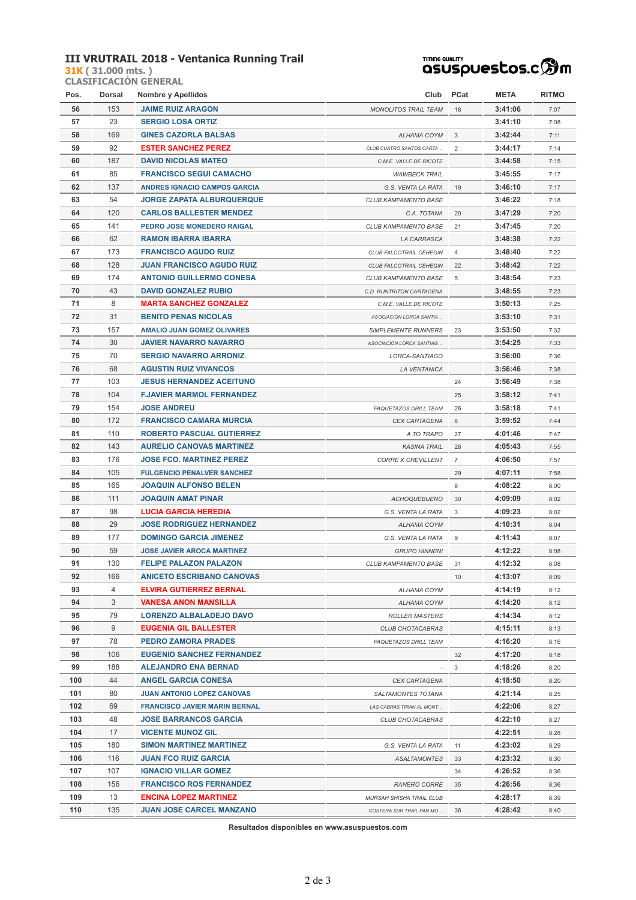# III VRUTRAIL 2018 - Ventanica Running Trail

**31K ( 31.000 mts. )**

**CLASIFICACIÓN GENERAL**

| Pos. | Dorsal | Nombre y Apellidos | Club | PCat | META | RITMO |
|---|---|---|---|---|---|---|
| 56 | 153 | JAIME RUIZ ARAGON | MONOLITOS TRAIL TEAM | 18 | 3:41:06 | 7:07 |
| 57 | 23 | SERGIO LOSA ORTIZ | | | 3:41:10 | 7:08 |
| 58 | 169 | GINES CAZORLA BALSAS | ALHAMA COYM | 3 | 3:42:44 | 7:11 |
| 59 | 92 | ESTER SANCHEZ PEREZ | CLUB CUATRO SANTOS CARTA... | 2 | 3:44:17 | 7:14 |
| 60 | 187 | DAVID NICOLAS MATEO | C.M.E. VALLE DE RICOTE | | 3:44:58 | 7:15 |
| 61 | 85 | FRANCISCO SEGUI CAMACHO | WAWBECK TRAIL | | 3:45:55 | 7:17 |
| 62 | 137 | ANDRES IGNACIO CAMPOS GARCIA | G.S. VENTA LA RATA | 19 | 3:46:10 | 7:17 |
| 63 | 54 | JORGE ZAPATA ALBURQUERQUE | CLUB KAMPAMENTO BASE | | 3:46:22 | 7:18 |
| 64 | 120 | CARLOS BALLESTER MENDEZ | C.A. TOTANA | 20 | 3:47:29 | 7:20 |
| 65 | 141 | PEDRO JOSE MONEDERO RAIGAL | CLUB KAMPAMENTO BASE | 21 | 3:47:45 | 7:20 |
| 66 | 62 | RAMON IBARRA IBARRA | LA CARRASCA | | 3:48:38 | 7:22 |
| 67 | 173 | FRANCISCO AGUDO RUIZ | CLUB FALCOTRAIL CEHEGIN | 4 | 3:48:40 | 7:22 |
| 68 | 128 | JUAN FRANCISCO AGUDO RUIZ | CLUB FALCOTRAIL CEHEGIN | 22 | 3:48:42 | 7:22 |
| 69 | 174 | ANTONIO GUILLERMO CONESA | CLUB KAMPAMENTO BASE | 5 | 3:48:54 | 7:23 |
| 70 | 43 | DAVID GONZALEZ RUBIO | C.D. RUNTRITON CARTAGENA | | 3:48:55 | 7:23 |
| 71 | 8 | MARTA SANCHEZ GONZALEZ | C.M.E. VALLE DE RICOTE | | 3:50:13 | 7:25 |
| 72 | 31 | BENITO PENAS NICOLAS | ASOCIACIÓN LORCA SANTIA... | | 3:53:10 | 7:31 |
| 73 | 157 | AMALIO JUAN GOMEZ OLIVARES | SIMPLEMENTE RUNNERS | 23 | 3:53:50 | 7:32 |
| 74 | 30 | JAVIER NAVARRO NAVARRO | ASOCIACION LORCA SANTIAG... | | 3:54:25 | 7:33 |
| 75 | 70 | SERGIO NAVARRO ARRONIZ | LORCA-SANTIAGO | | 3:56:00 | 7:36 |
| 76 | 68 | AGUSTIN RUIZ VIVANCOS | LA VENTANICA | | 3:56:46 | 7:38 |
| 77 | 103 | JESUS HERNANDEZ ACEITUNO | | 24 | 3:56:49 | 7:38 |
| 78 | 104 | F.JAVIER MARMOL FERNANDEZ | | 25 | 3:58:12 | 7:41 |
| 79 | 154 | JOSE ANDREU | PAQUETAZOS DRILL TEAM | 26 | 3:58:18 | 7:41 |
| 80 | 172 | FRANCISCO CAMARA MURCIA | CEX CARTAGENA | 6 | 3:59:52 | 7:44 |
| 81 | 110 | ROBERTO PASCUAL GUTIERREZ | A TO TRAPO | 27 | 4:01:46 | 7:47 |
| 82 | 143 | AURELIO CANOVAS MARTINEZ | KASINA TRAIL | 28 | 4:05:43 | 7:55 |
| 83 | 176 | JOSE FCO. MARTINEZ PEREZ | CORRE X CREVILLENT | 7 | 4:06:50 | 7:57 |
| 84 | 105 | FULGENCIO PENALVER SANCHEZ | | 29 | 4:07:11 | 7:58 |
| 85 | 165 | JOAQUIN ALFONSO BELEN | | 8 | 4:08:22 | 8:00 |
| 86 | 111 | JOAQUIN AMAT PINAR | ACHOQUEBUENO | 30 | 4:09:09 | 8:02 |
| 87 | 98 | LUCIA GARCIA HEREDIA | G.S. VENTA LA RATA | 3 | 4:09:23 | 8:02 |
| 88 | 29 | JOSE RODRIGUEZ HERNANDEZ | ALHAMA COYM | | 4:10:31 | 8:04 |
| 89 | 177 | DOMINGO GARCIA JIMENEZ | G.S. VENTA LA RATA | 9 | 4:11:43 | 8:07 |
| 90 | 59 | JOSE JAVIER AROCA MARTINEZ | GRUPO HINNENI | | 4:12:22 | 8:08 |
| 91 | 130 | FELIPE PALAZON PALAZON | CLUB KAMPAMENTO BASE | 31 | 4:12:32 | 8:08 |
| 92 | 166 | ANICETO ESCRIBANO CANOVAS | | 10 | 4:13:07 | 8:09 |
| 93 | 4 | ELVIRA GUTIERREZ BERNAL | ALHAMA COYM | | 4:14:19 | 8:12 |
| 94 | 3 | VANESA ANON MANSILLA | ALHAMA COYM | | 4:14:20 | 8:12 |
| 95 | 79 | LORENZO ALBALADEJO DAVO | ROLLER MASTERS | | 4:14:34 | 8:12 |
| 96 | 9 | EUGENIA GIL BALLESTER | CLUB CHOTACABRAS | | 4:15:11 | 8:13 |
| 97 | 78 | PEDRO ZAMORA PRADES | PAQUETAZOS DRILL TEAM | | 4:16:20 | 8:16 |
| 98 | 106 | EUGENIO SANCHEZ FERNANDEZ | | 32 | 4:17:20 | 8:18 |
| 99 | 188 | ALEJANDRO ENA BERNAD | - | 3 | 4:18:26 | 8:20 |
| 100 | 44 | ANGEL GARCIA CONESA | CEX CARTAGENA | | 4:18:50 | 8:20 |
| 101 | 80 | JUAN ANTONIO LOPEZ CANOVAS | SALTAMONTES TOTANA | | 4:21:14 | 8:25 |
| 102 | 69 | FRANCISCO JAVIER MARIN BERNAL | LAS CABRAS TIRAN AL MONT... | | 4:22:06 | 8:27 |
| 103 | 48 | JOSE BARRANCOS GARCIA | CLUB CHOTACABRAS | | 4:22:10 | 8:27 |
| 104 | 17 | VICENTE MUNOZ GIL | | | 4:22:51 | 8:28 |
| 105 | 180 | SIMON MARTINEZ MARTINEZ | G.S. VENTA LA RATA | 11 | 4:23:02 | 8:29 |
| 106 | 116 | JUAN FCO RUIZ GARCIA | ASALTAMONTES | 33 | 4:23:32 | 8:30 |
| 107 | 107 | IGNACIO VILLAR GOMEZ | | 34 | 4:26:52 | 8:36 |
| 108 | 156 | FRANCISCO ROS FERNANDEZ | RANERO CORRE | 35 | 4:26:56 | 8:36 |
| 109 | 13 | ENCINA LOPEZ MARTINEZ | MURSAH SHISHA TRAIL CLUB | | 4:28:17 | 8:39 |
| 110 | 135 | JUAN JOSE CARCEL MANZANO | COSTERA SUR TRAIL PAN MO... | 36 | 4:28:42 | 8:40 |

**Resultados disponibles en www.asuspuestos.com**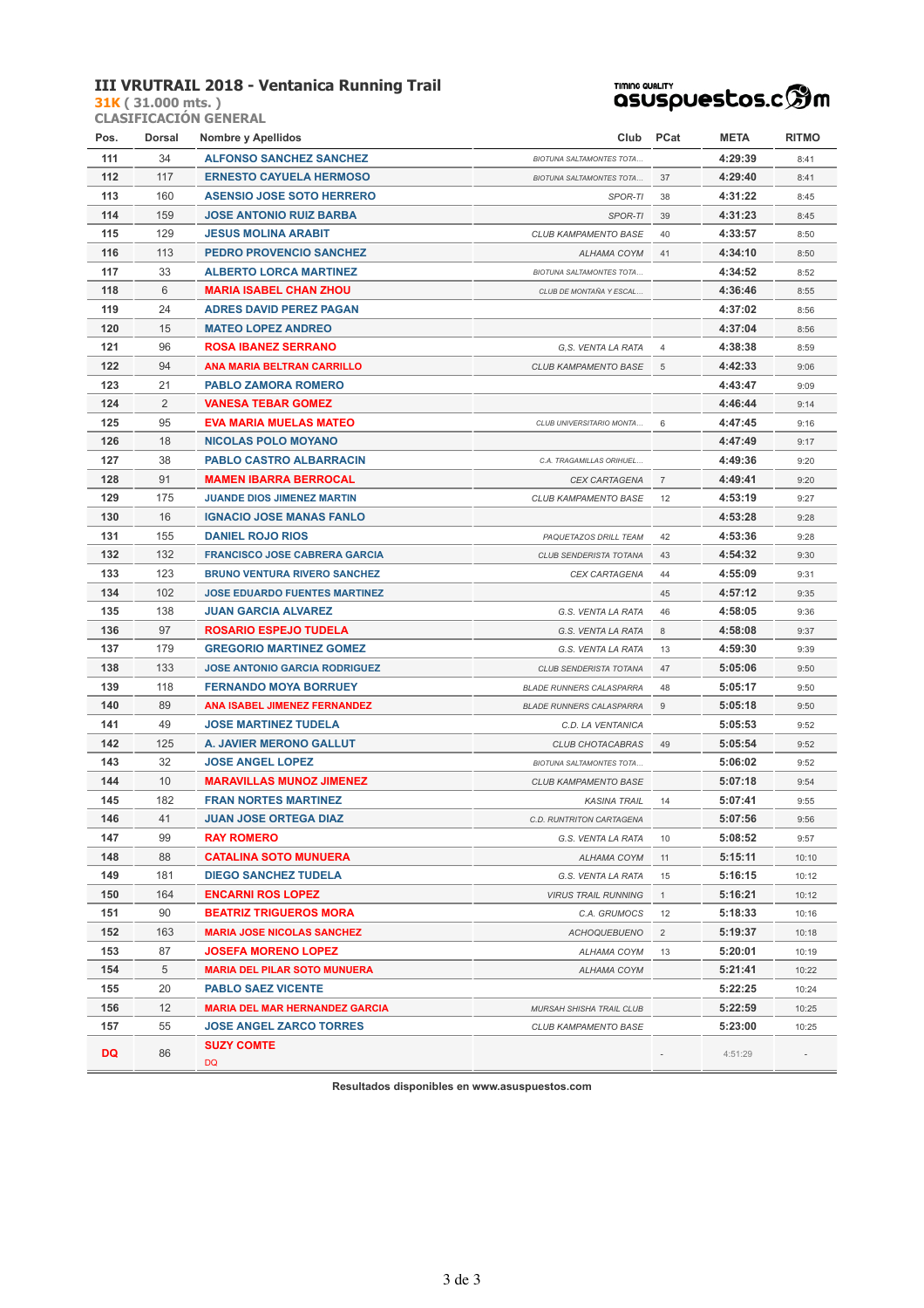# III VRUTRAIL 2018 - Ventanica Running Trail

**31K ( 31.000 mts. )**

**CLASIFICACIÓN GENERAL**

| Pos. | Dorsal | Nombre y Apellidos | Club | PCat | META | RITMO |
|---|---|---|---|---|---|---|
| 111 | 34 | ALFONSO SANCHEZ SANCHEZ | BIOTUNA SALTAMONTES TOTA... | | 4:29:39 | 8:41 |
| 112 | 117 | ERNESTO CAYUELA HERMOSO | BIOTUNA SALTAMONTES TOTA... | 37 | 4:29:40 | 8:41 |
| 113 | 160 | ASENSIO JOSE SOTO HERRERO | SPOR-TI | 38 | 4:31:22 | 8:45 |
| 114 | 159 | JOSE ANTONIO RUIZ BARBA | SPOR-TI | 39 | 4:31:23 | 8:45 |
| 115 | 129 | JESUS MOLINA ARABIT | CLUB KAMPAMENTO BASE | 40 | 4:33:57 | 8:50 |
| 116 | 113 | PEDRO PROVENCIO SANCHEZ | ALHAMA COYM | 41 | 4:34:10 | 8:50 |
| 117 | 33 | ALBERTO LORCA MARTINEZ | BIOTUNA SALTAMONTES TOTA... | | 4:34:52 | 8:52 |
| 118 | 6 | MARIA ISABEL CHAN ZHOU | CLUB DE MONTAÑA Y ESCAL... | | 4:36:46 | 8:55 |
| 119 | 24 | ADRES DAVID PEREZ PAGAN | | | 4:37:02 | 8:56 |
| 120 | 15 | MATEO LOPEZ ANDREO | | | 4:37:04 | 8:56 |
| 121 | 96 | ROSA IBANEZ SERRANO | G,S. VENTA LA RATA | 4 | 4:38:38 | 8:59 |
| 122 | 94 | ANA MARIA BELTRAN CARRILLO | CLUB KAMPAMENTO BASE | 5 | 4:42:33 | 9:06 |
| 123 | 21 | PABLO ZAMORA ROMERO | | | 4:43:47 | 9:09 |
| 124 | 2 | VANESA TEBAR GOMEZ | | | 4:46:44 | 9:14 |
| 125 | 95 | EVA MARIA MUELAS MATEO | CLUB UNIVERSITARIO MONTA... | 6 | 4:47:45 | 9:16 |
| 126 | 18 | NICOLAS POLO MOYANO | | | 4:47:49 | 9:17 |
| 127 | 38 | PABLO CASTRO ALBARRACIN | C.A. TRAGAMILLAS ORIHUEL... | | 4:49:36 | 9:20 |
| 128 | 91 | MAMEN IBARRA BERROCAL | CEX CARTAGENA | 7 | 4:49:41 | 9:20 |
| 129 | 175 | JUANDE DIOS JIMENEZ MARTIN | CLUB KAMPAMENTO BASE | 12 | 4:53:19 | 9:27 |
| 130 | 16 | IGNACIO JOSE MANAS FANLO | | | 4:53:28 | 9:28 |
| 131 | 155 | DANIEL ROJO RIOS | PAQUETAZOS DRILL TEAM | 42 | 4:53:36 | 9:28 |
| 132 | 132 | FRANCISCO JOSE CABRERA GARCIA | CLUB SENDERISTA TOTANA | 43 | 4:54:32 | 9:30 |
| 133 | 123 | BRUNO VENTURA RIVERO SANCHEZ | CEX CARTAGENA | 44 | 4:55:09 | 9:31 |
| 134 | 102 | JOSE EDUARDO FUENTES MARTINEZ | | 45 | 4:57:12 | 9:35 |
| 135 | 138 | JUAN GARCIA ALVAREZ | G.S. VENTA LA RATA | 46 | 4:58:05 | 9:36 |
| 136 | 97 | ROSARIO ESPEJO TUDELA | G.S. VENTA LA RATA | 8 | 4:58:08 | 9:37 |
| 137 | 179 | GREGORIO MARTINEZ GOMEZ | G.S. VENTA LA RATA | 13 | 4:59:30 | 9:39 |
| 138 | 133 | JOSE ANTONIO GARCIA RODRIGUEZ | CLUB SENDERISTA TOTANA | 47 | 5:05:06 | 9:50 |
| 139 | 118 | FERNANDO MOYA BORRUEY | BLADE RUNNERS CALASPARRA | 48 | 5:05:17 | 9:50 |
| 140 | 89 | ANA ISABEL JIMENEZ FERNANDEZ | BLADE RUNNERS CALASPARRA | 9 | 5:05:18 | 9:50 |
| 141 | 49 | JOSE MARTINEZ TUDELA | C.D. LA VENTANICA | | 5:05:53 | 9:52 |
| 142 | 125 | A. JAVIER MERONO GALLUT | CLUB CHOTACABRAS | 49 | 5:05:54 | 9:52 |
| 143 | 32 | JOSE ANGEL LOPEZ | BIOTUNA SALTAMONTES TOTA... | | 5:06:02 | 9:52 |
| 144 | 10 | MARAVILLAS MUNOZ JIMENEZ | CLUB KAMPAMENTO BASE | | 5:07:18 | 9:54 |
| 145 | 182 | FRAN NORTES MARTINEZ | KASINA TRAIL | 14 | 5:07:41 | 9:55 |
| 146 | 41 | JUAN JOSE ORTEGA DIAZ | C.D. RUNTRITON CARTAGENA | | 5:07:56 | 9:56 |
| 147 | 99 | RAY ROMERO | G.S. VENTA LA RATA | 10 | 5:08:52 | 9:57 |
| 148 | 88 | CATALINA SOTO MUNUERA | ALHAMA COYM | 11 | 5:15:11 | 10:10 |
| 149 | 181 | DIEGO SANCHEZ TUDELA | G.S. VENTA LA RATA | 15 | 5:16:15 | 10:12 |
| 150 | 164 | ENCARNI ROS LOPEZ | VIRUS TRAIL RUNNING | 1 | 5:16:21 | 10:12 |
| 151 | 90 | BEATRIZ TRIGUEROS MORA | C.A. GRUMOCS | 12 | 5:18:33 | 10:16 |
| 152 | 163 | MARIA JOSE NICOLAS SANCHEZ | ACHOQUEBUENO | 2 | 5:19:37 | 10:18 |
| 153 | 87 | JOSEFA MORENO LOPEZ | ALHAMA COYM | 13 | 5:20:01 | 10:19 |
| 154 | 5 | MARIA DEL PILAR SOTO MUNUERA | ALHAMA COYM | | 5:21:41 | 10:22 |
| 155 | 20 | PABLO SAEZ VICENTE | | | 5:22:25 | 10:24 |
| 156 | 12 | MARIA DEL MAR HERNANDEZ GARCIA | MURSAH SHISHA TRAIL CLUB | | 5:22:59 | 10:25 |
| 157 | 55 | JOSE ANGEL ZARCO TORRES | CLUB KAMPAMENTO BASE | | 5:23:00 | 10:25 |
| DQ | 86 | SUZY COMTE DQ | | - | 4:51:29 | - |

Resultados disponibles en www.asuspuestos.com